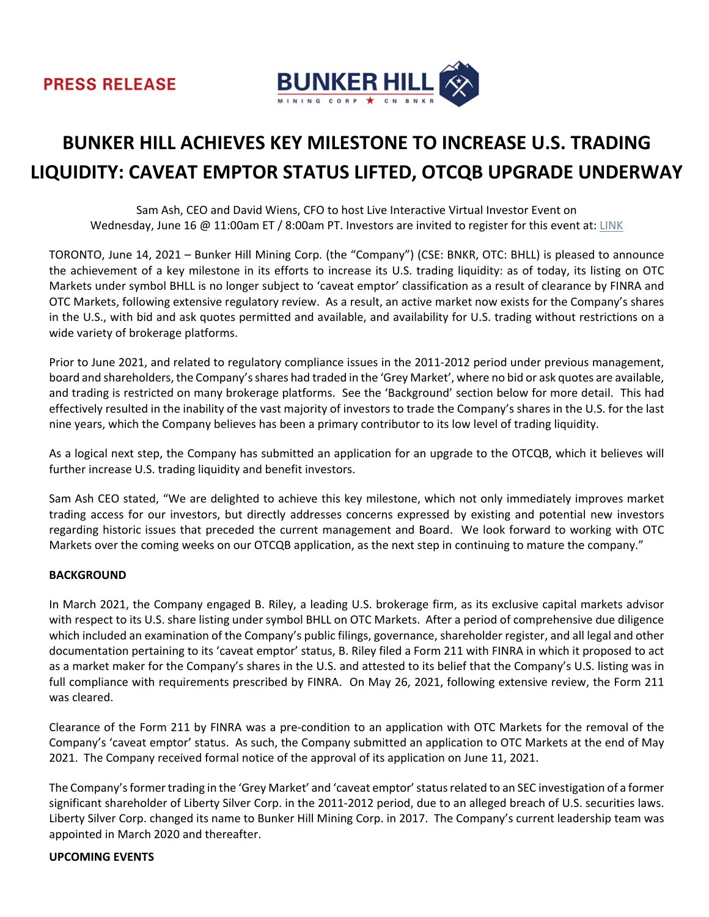PRESS RELEASE

# BUNKER HILL ACHIEVES KEY MILESTONE TO INCREASE U.S. TRADING LIQUIDITY: CAVEAT EMPTOR STATUS LIFTED, OTCQB UPGRADE UNDERWAY

Sam Ash, CEO and David Wiens, CFO to host Live Interactive Virtual Investor Event on Wednesday, June 16 @ 11:00am ET / 8:00am PT. Investors are invited to register for this event at: LINK

TORONTO, June 14, 2021 – Bunker Hill Mining Corp. (the "Company") (CSE: BNKR, OTC: BHLL) is pleased to announce the achievement of a key milestone in its efforts to increase its U.S. trading liquidity: as of today, its listing on OTC Markets under symbol BHLL is no longer subject to 'caveat emptor' classification as a result of clearance by FINRA and OTC Markets, following extensive regulatory review. As a result, an active market now exists for the Company's shares in the U.S., with bid and ask quotes permitted and available, and availability for U.S. trading without restrictions on a wide variety of brokerage platforms.

Prior to June 2021, and related to regulatory compliance issues in the 2011-2012 period under previous management, board and shareholders, the Company's shares had traded in the 'Grey Market', where no bid or ask quotes are available, and trading is restricted on many brokerage platforms. See the 'Background' section below for more detail. This had effectively resulted in the inability of the vast majority of investors to trade the Company's shares in the U.S. for the last nine years, which the Company believes has been a primary contributor to its low level of trading liquidity.

As a logical next step, the Company has submitted an application for an upgrade to the OTCQB, which it believes will further increase U.S. trading liquidity and benefit investors.

Sam Ash CEO stated, "We are delighted to achieve this key milestone, which not only immediately improves market trading access for our investors, but directly addresses concerns expressed by existing and potential new investors regarding historic issues that preceded the current management and Board. We look forward to working with OTC Markets over the coming weeks on our OTCQB application, as the next step in continuing to mature the company."

**BACKGROUND**

In March 2021, the Company engaged B. Riley, a leading U.S. brokerage firm, as its exclusive capital markets advisor with respect to its U.S. share listing under symbol BHLL on OTC Markets. After a period of comprehensive due diligence which included an examination of the Company's public filings, governance, shareholder register, and all legal and other documentation pertaining to its 'caveat emptor' status, B. Riley filed a Form 211 with FINRA in which it proposed to act as a market maker for the Company's shares in the U.S. and attested to its belief that the Company's U.S. listing was in full compliance with requirements prescribed by FINRA. On May 26, 2021, following extensive review, the Form 211 was cleared.

Clearance of the Form 211 by FINRA was a pre-condition to an application with OTC Markets for the removal of the Company's 'caveat emptor' status. As such, the Company submitted an application to OTC Markets at the end of May 2021. The Company received formal notice of the approval of its application on June 11, 2021.

The Company's former trading in the 'Grey Market' and 'caveat emptor' status related to an SEC investigation of a former significant shareholder of Liberty Silver Corp. in the 2011-2012 period, due to an alleged breach of U.S. securities laws. Liberty Silver Corp. changed its name to Bunker Hill Mining Corp. in 2017. The Company's current leadership team was appointed in March 2020 and thereafter.

**UPCOMING EVENTS**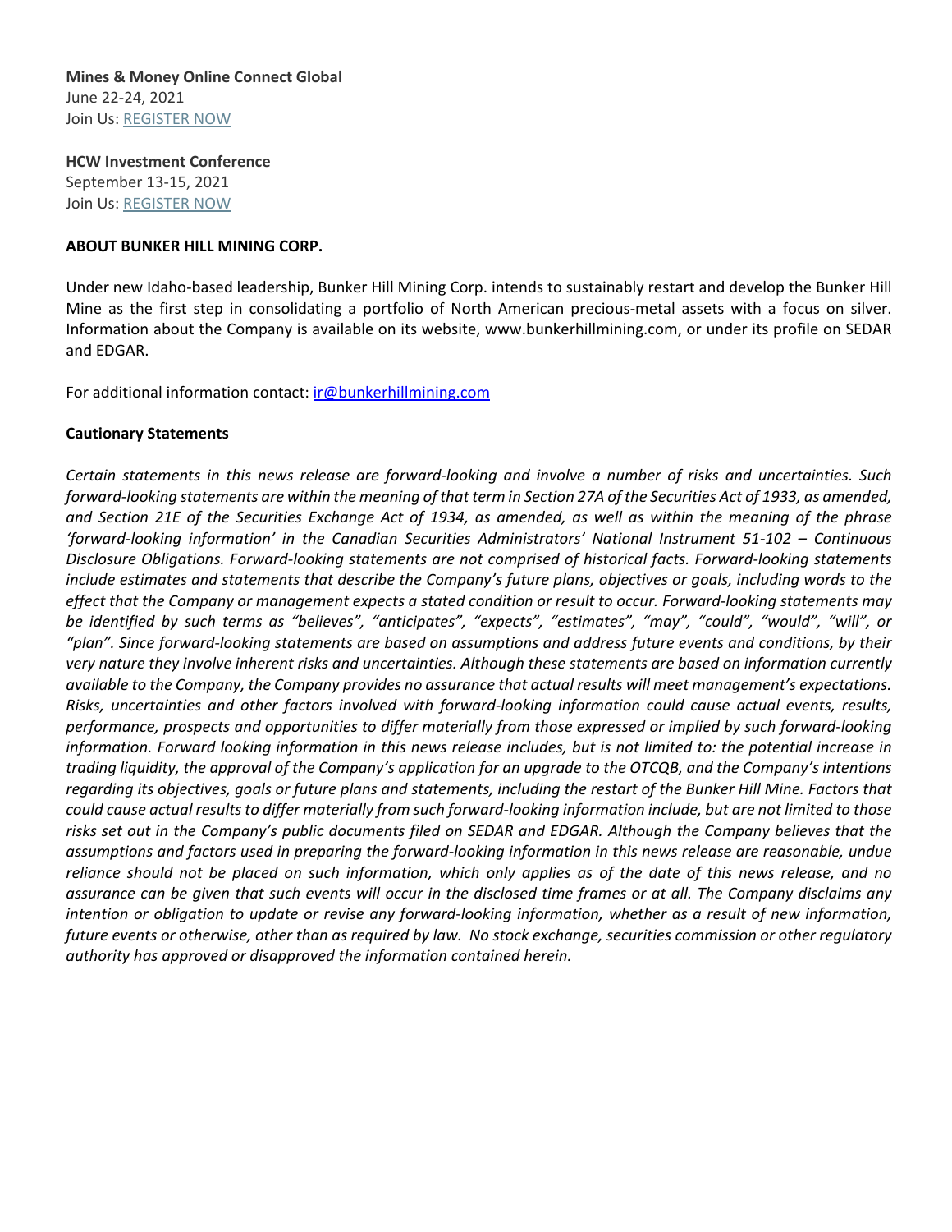**Mines & Money Online Connect Global**
June 22-24, 2021
Join Us: REGISTER NOW

**HCW Investment Conference**
September 13-15, 2021
Join Us: REGISTER NOW

**ABOUT BUNKER HILL MINING CORP.**

Under new Idaho-based leadership, Bunker Hill Mining Corp. intends to sustainably restart and develop the Bunker Hill Mine as the first step in consolidating a portfolio of North American precious-metal assets with a focus on silver. Information about the Company is available on its website, www.bunkerhillmining.com, or under its profile on SEDAR and EDGAR.

For additional information contact: ir@bunkerhillmining.com

**Cautionary Statements**

*Certain statements in this news release are forward-looking and involve a number of risks and uncertainties. Such forward-looking statements are within the meaning of that term in Section 27A of the Securities Act of 1933, as amended, and Section 21E of the Securities Exchange Act of 1934, as amended, as well as within the meaning of the phrase 'forward-looking information' in the Canadian Securities Administrators' National Instrument 51-102 – Continuous Disclosure Obligations. Forward-looking statements are not comprised of historical facts. Forward-looking statements include estimates and statements that describe the Company's future plans, objectives or goals, including words to the effect that the Company or management expects a stated condition or result to occur. Forward-looking statements may be identified by such terms as "believes", "anticipates", "expects", "estimates", "may", "could", "would", "will", or "plan". Since forward-looking statements are based on assumptions and address future events and conditions, by their very nature they involve inherent risks and uncertainties. Although these statements are based on information currently available to the Company, the Company provides no assurance that actual results will meet management's expectations. Risks, uncertainties and other factors involved with forward-looking information could cause actual events, results, performance, prospects and opportunities to differ materially from those expressed or implied by such forward-looking information. Forward looking information in this news release includes, but is not limited to: the potential increase in trading liquidity, the approval of the Company's application for an upgrade to the OTCQB, and the Company's intentions regarding its objectives, goals or future plans and statements, including the restart of the Bunker Hill Mine. Factors that could cause actual results to differ materially from such forward-looking information include, but are not limited to those risks set out in the Company's public documents filed on SEDAR and EDGAR. Although the Company believes that the assumptions and factors used in preparing the forward-looking information in this news release are reasonable, undue reliance should not be placed on such information, which only applies as of the date of this news release, and no assurance can be given that such events will occur in the disclosed time frames or at all. The Company disclaims any intention or obligation to update or revise any forward-looking information, whether as a result of new information, future events or otherwise, other than as required by law. No stock exchange, securities commission or other regulatory authority has approved or disapproved the information contained herein.*